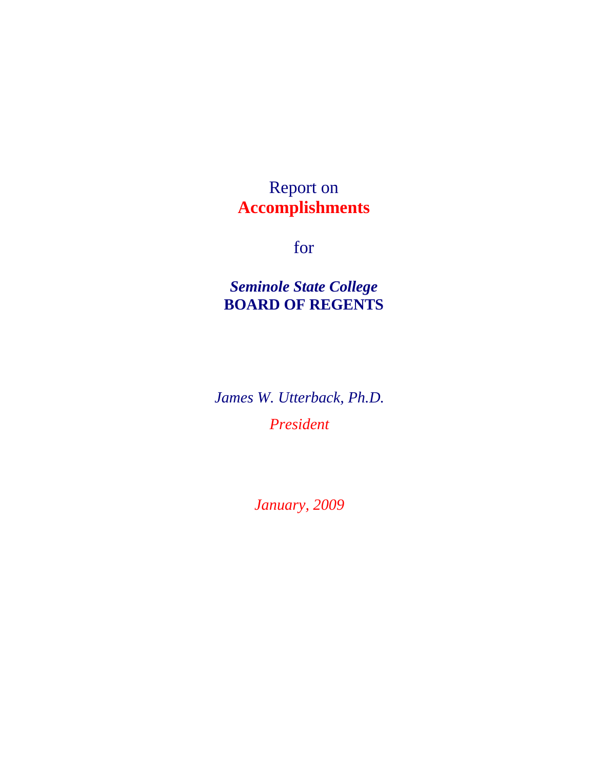# Report on **Accomplishments**

for

***Seminole State College***
**BOARD OF REGENTS**

*James W. Utterback, Ph.D.*

*President*

*January, 2009*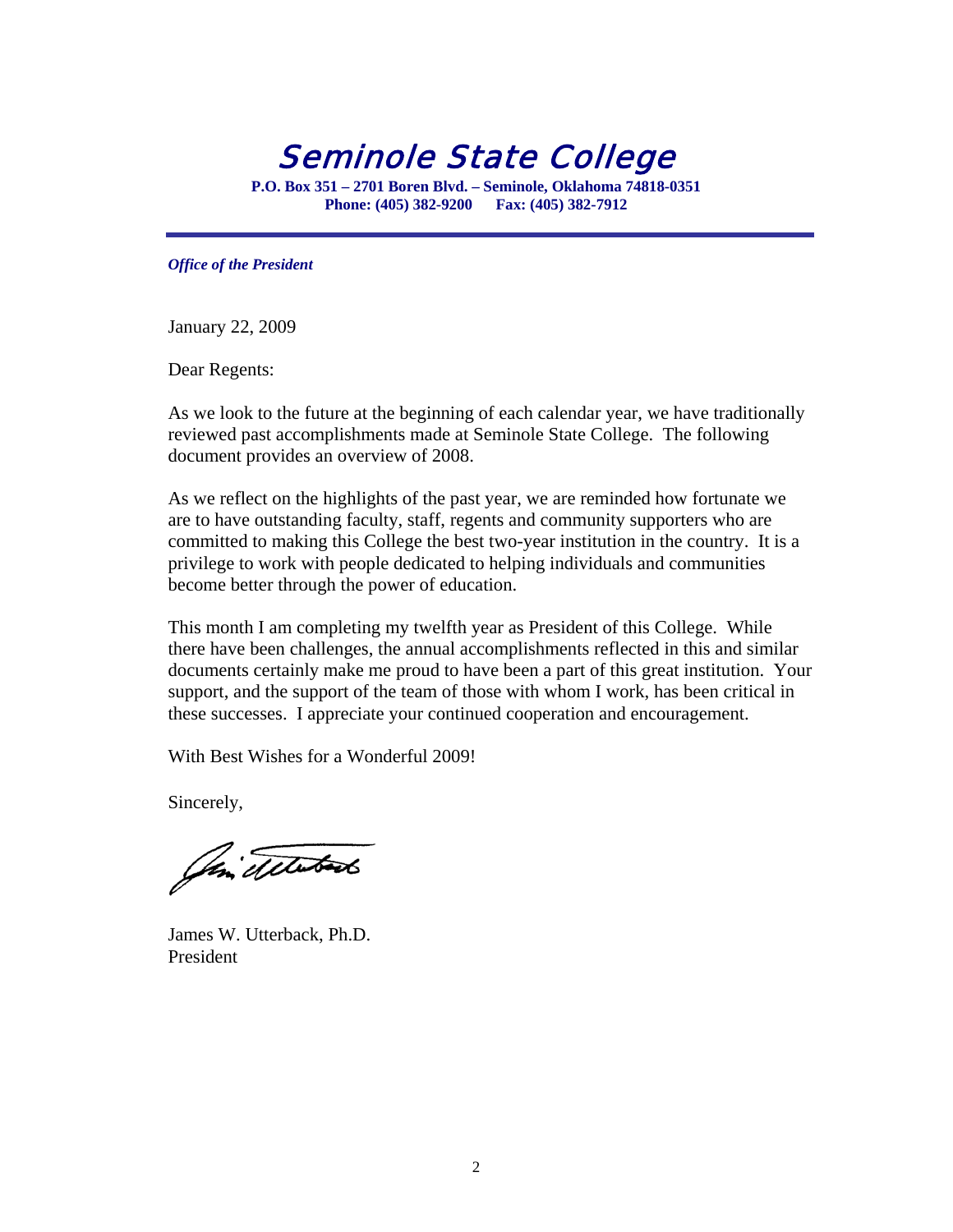# Seminole State College

**P.O. Box 351 – 2701 Boren Blvd. – Seminole, Oklahoma 74818-0351**
**Phone: (405) 382-9200 Fax: (405) 382-7912**

***Office of the President***

January 22, 2009

Dear Regents:

As we look to the future at the beginning of each calendar year, we have traditionally reviewed past accomplishments made at Seminole State College. The following document provides an overview of 2008.

As we reflect on the highlights of the past year, we are reminded how fortunate we are to have outstanding faculty, staff, regents and community supporters who are committed to making this College the best two-year institution in the country. It is a privilege to work with people dedicated to helping individuals and communities become better through the power of education.

This month I am completing my twelfth year as President of this College. While there have been challenges, the annual accomplishments reflected in this and similar documents certainly make me proud to have been a part of this great institution. Your support, and the support of the team of those with whom I work, has been critical in these successes. I appreciate your continued cooperation and encouragement.

With Best Wishes for a Wonderful 2009!

Sincerely,

James W. Utterback, Ph.D.
President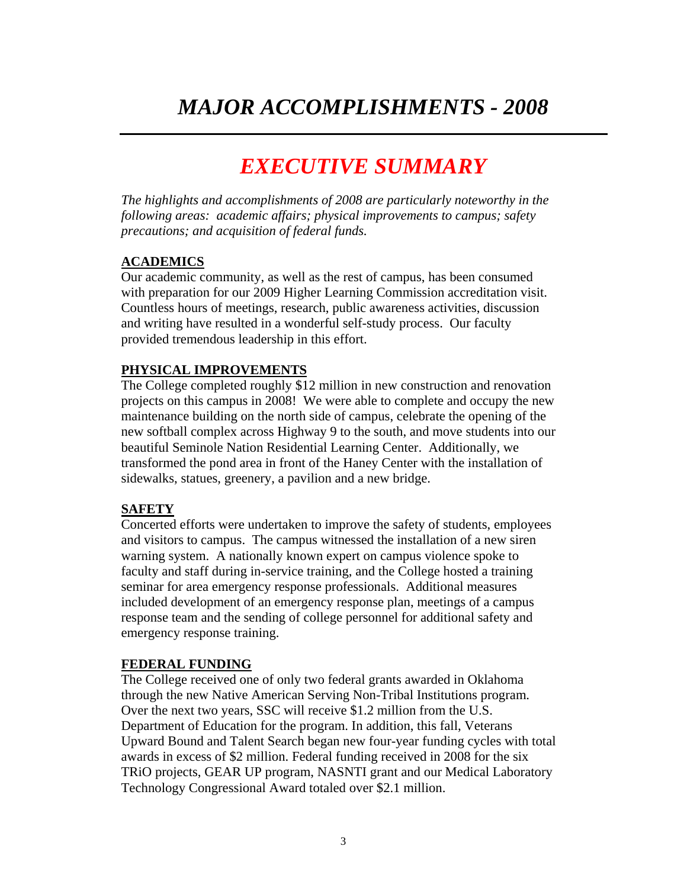# *MAJOR ACCOMPLISHMENTS - 2008*

---

## *EXECUTIVE SUMMARY*

*The highlights and accomplishments of 2008 are particularly noteworthy in the following areas: academic affairs; physical improvements to campus; safety precautions; and acquisition of federal funds.*

**ACADEMICS**

Our academic community, as well as the rest of campus, has been consumed with preparation for our 2009 Higher Learning Commission accreditation visit. Countless hours of meetings, research, public awareness activities, discussion and writing have resulted in a wonderful self-study process. Our faculty provided tremendous leadership in this effort.

**PHYSICAL IMPROVEMENTS**

The College completed roughly $12 million in new construction and renovation projects on this campus in 2008! We were able to complete and occupy the new maintenance building on the north side of campus, celebrate the opening of the new softball complex across Highway 9 to the south, and move students into our beautiful Seminole Nation Residential Learning Center. Additionally, we transformed the pond area in front of the Haney Center with the installation of sidewalks, statues, greenery, a pavilion and a new bridge.

**SAFETY**

Concerted efforts were undertaken to improve the safety of students, employees and visitors to campus. The campus witnessed the installation of a new siren warning system. A nationally known expert on campus violence spoke to faculty and staff during in-service training, and the College hosted a training seminar for area emergency response professionals. Additional measures included development of an emergency response plan, meetings of a campus response team and the sending of college personnel for additional safety and emergency response training.

**FEDERAL FUNDING**

The College received one of only two federal grants awarded in Oklahoma through the new Native American Serving Non-Tribal Institutions program. Over the next two years, SSC will receive $1.2 million from the U.S. Department of Education for the program. In addition, this fall, Veterans Upward Bound and Talent Search began new four-year funding cycles with total awards in excess of $2 million. Federal funding received in 2008 for the six TRiO projects, GEAR UP program, NASNTI grant and our Medical Laboratory Technology Congressional Award totaled over $2.1 million.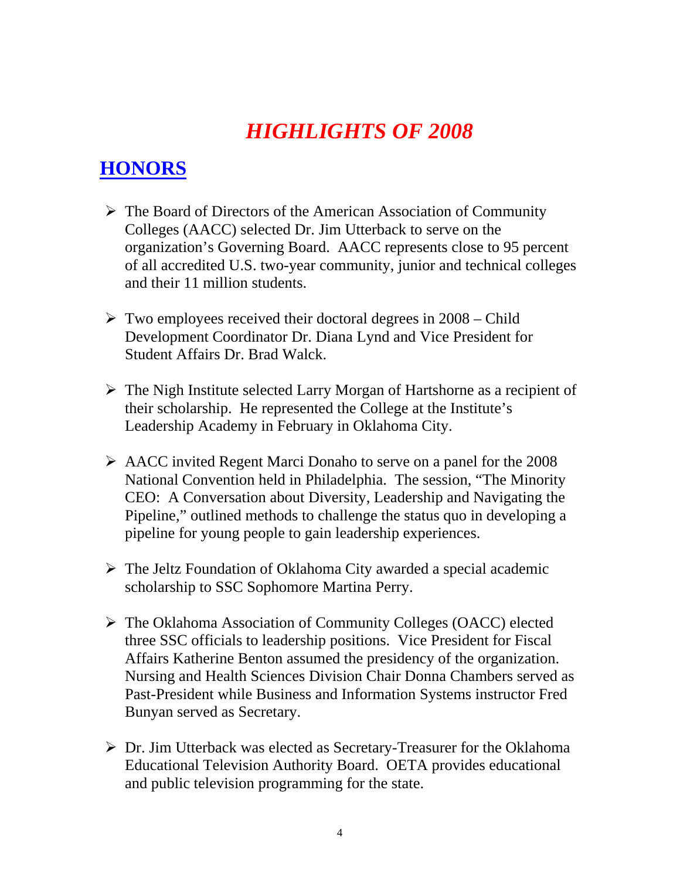# *HIGHLIGHTS OF 2008*

## HONORS

- The Board of Directors of the American Association of Community Colleges (AACC) selected Dr. Jim Utterback to serve on the organization's Governing Board. AACC represents close to 95 percent of all accredited U.S. two-year community, junior and technical colleges and their 11 million students.

- Two employees received their doctoral degrees in 2008 – Child Development Coordinator Dr. Diana Lynd and Vice President for Student Affairs Dr. Brad Walck.

- The Nigh Institute selected Larry Morgan of Hartshorne as a recipient of their scholarship. He represented the College at the Institute's Leadership Academy in February in Oklahoma City.

- AACC invited Regent Marci Donaho to serve on a panel for the 2008 National Convention held in Philadelphia. The session, "The Minority CEO: A Conversation about Diversity, Leadership and Navigating the Pipeline," outlined methods to challenge the status quo in developing a pipeline for young people to gain leadership experiences.

- The Jeltz Foundation of Oklahoma City awarded a special academic scholarship to SSC Sophomore Martina Perry.

- The Oklahoma Association of Community Colleges (OACC) elected three SSC officials to leadership positions. Vice President for Fiscal Affairs Katherine Benton assumed the presidency of the organization. Nursing and Health Sciences Division Chair Donna Chambers served as Past-President while Business and Information Systems instructor Fred Bunyan served as Secretary.

- Dr. Jim Utterback was elected as Secretary-Treasurer for the Oklahoma Educational Television Authority Board. OETA provides educational and public television programming for the state.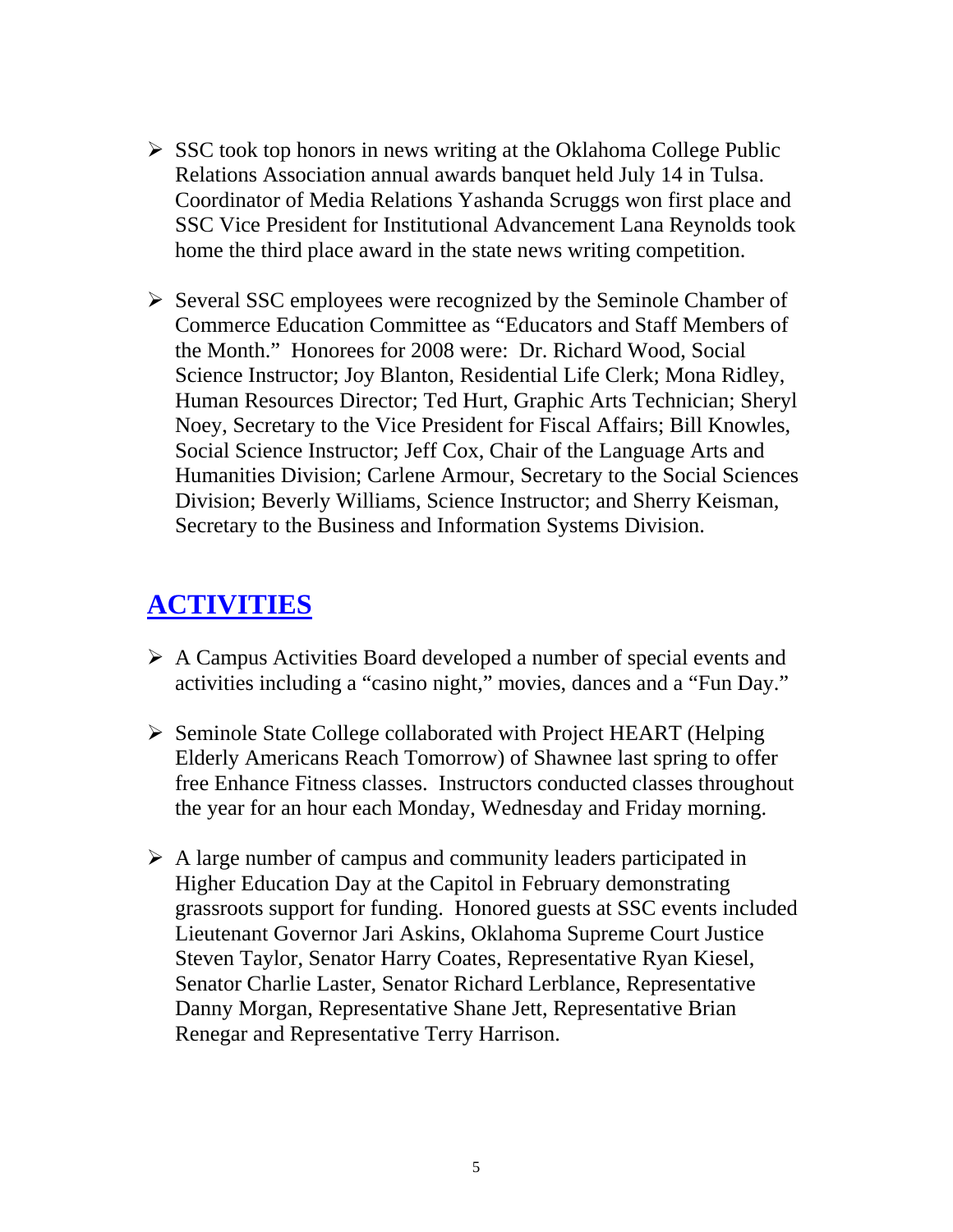- SSC took top honors in news writing at the Oklahoma College Public Relations Association annual awards banquet held July 14 in Tulsa. Coordinator of Media Relations Yashanda Scruggs won first place and SSC Vice President for Institutional Advancement Lana Reynolds took home the third place award in the state news writing competition.

- Several SSC employees were recognized by the Seminole Chamber of Commerce Education Committee as "Educators and Staff Members of the Month." Honorees for 2008 were: Dr. Richard Wood, Social Science Instructor; Joy Blanton, Residential Life Clerk; Mona Ridley, Human Resources Director; Ted Hurt, Graphic Arts Technician; Sheryl Noey, Secretary to the Vice President for Fiscal Affairs; Bill Knowles, Social Science Instructor; Jeff Cox, Chair of the Language Arts and Humanities Division; Carlene Armour, Secretary to the Social Sciences Division; Beverly Williams, Science Instructor; and Sherry Keisman, Secretary to the Business and Information Systems Division.

## ACTIVITIES

- A Campus Activities Board developed a number of special events and activities including a "casino night," movies, dances and a "Fun Day."

- Seminole State College collaborated with Project HEART (Helping Elderly Americans Reach Tomorrow) of Shawnee last spring to offer free Enhance Fitness classes. Instructors conducted classes throughout the year for an hour each Monday, Wednesday and Friday morning.

- A large number of campus and community leaders participated in Higher Education Day at the Capitol in February demonstrating grassroots support for funding. Honored guests at SSC events included Lieutenant Governor Jari Askins, Oklahoma Supreme Court Justice Steven Taylor, Senator Harry Coates, Representative Ryan Kiesel, Senator Charlie Laster, Senator Richard Lerblance, Representative Danny Morgan, Representative Shane Jett, Representative Brian Renegar and Representative Terry Harrison.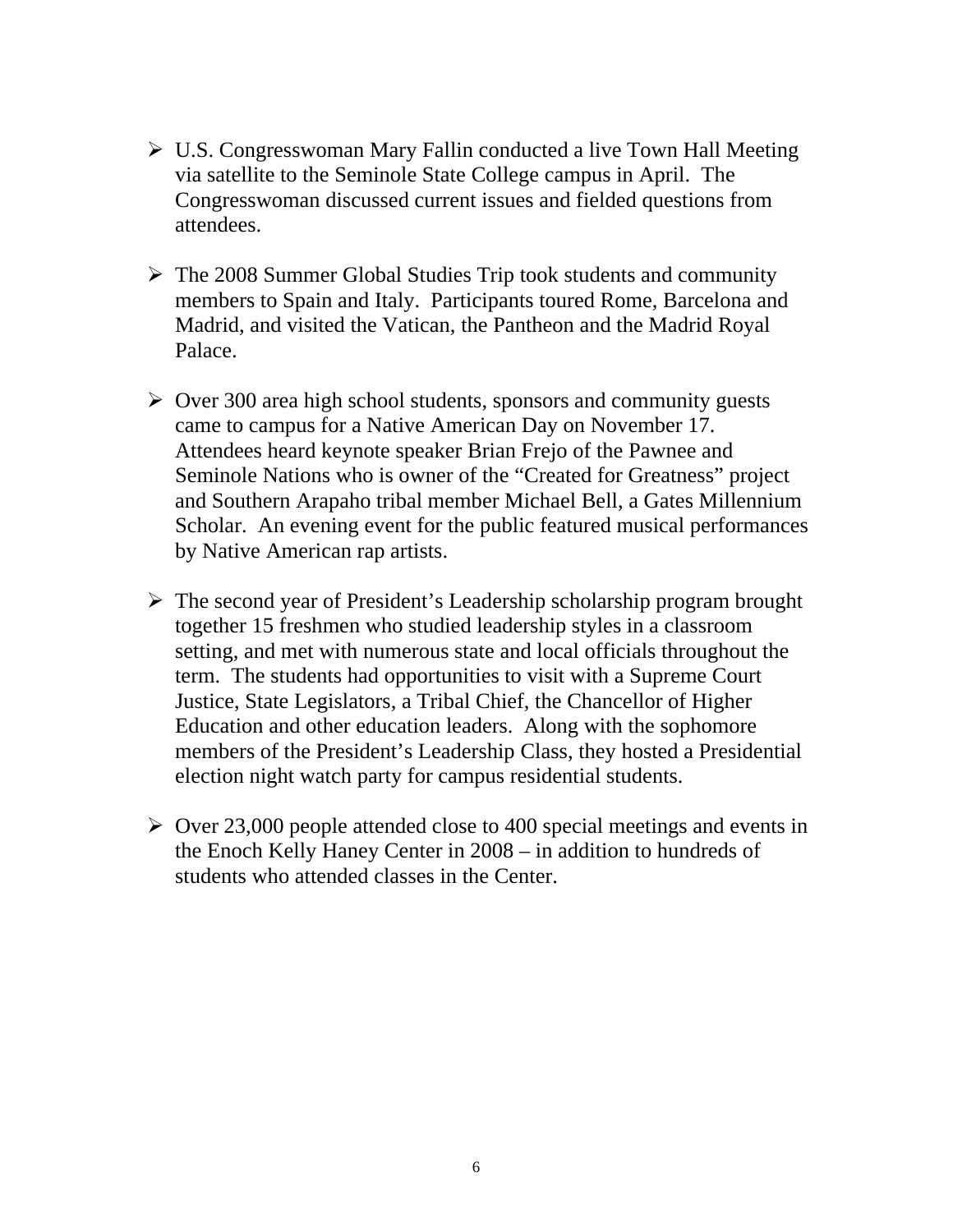- U.S. Congresswoman Mary Fallin conducted a live Town Hall Meeting via satellite to the Seminole State College campus in April. The Congresswoman discussed current issues and fielded questions from attendees.

- The 2008 Summer Global Studies Trip took students and community members to Spain and Italy. Participants toured Rome, Barcelona and Madrid, and visited the Vatican, the Pantheon and the Madrid Royal Palace.

- Over 300 area high school students, sponsors and community guests came to campus for a Native American Day on November 17. Attendees heard keynote speaker Brian Frejo of the Pawnee and Seminole Nations who is owner of the "Created for Greatness" project and Southern Arapaho tribal member Michael Bell, a Gates Millennium Scholar. An evening event for the public featured musical performances by Native American rap artists.

- The second year of President's Leadership scholarship program brought together 15 freshmen who studied leadership styles in a classroom setting, and met with numerous state and local officials throughout the term. The students had opportunities to visit with a Supreme Court Justice, State Legislators, a Tribal Chief, the Chancellor of Higher Education and other education leaders. Along with the sophomore members of the President's Leadership Class, they hosted a Presidential election night watch party for campus residential students.

- Over 23,000 people attended close to 400 special meetings and events in the Enoch Kelly Haney Center in 2008 – in addition to hundreds of students who attended classes in the Center.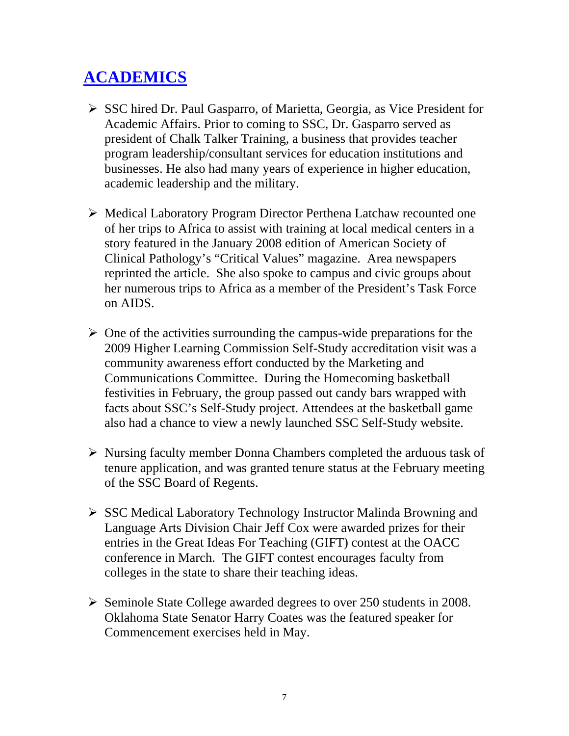# ACADEMICS

- SSC hired Dr. Paul Gasparro, of Marietta, Georgia, as Vice President for Academic Affairs. Prior to coming to SSC, Dr. Gasparro served as president of Chalk Talker Training, a business that provides teacher program leadership/consultant services for education institutions and businesses. He also had many years of experience in higher education, academic leadership and the military.

- Medical Laboratory Program Director Perthena Latchaw recounted one of her trips to Africa to assist with training at local medical centers in a story featured in the January 2008 edition of American Society of Clinical Pathology's "Critical Values" magazine. Area newspapers reprinted the article. She also spoke to campus and civic groups about her numerous trips to Africa as a member of the President's Task Force on AIDS.

- One of the activities surrounding the campus-wide preparations for the 2009 Higher Learning Commission Self-Study accreditation visit was a community awareness effort conducted by the Marketing and Communications Committee. During the Homecoming basketball festivities in February, the group passed out candy bars wrapped with facts about SSC's Self-Study project. Attendees at the basketball game also had a chance to view a newly launched SSC Self-Study website.

- Nursing faculty member Donna Chambers completed the arduous task of tenure application, and was granted tenure status at the February meeting of the SSC Board of Regents.

- SSC Medical Laboratory Technology Instructor Malinda Browning and Language Arts Division Chair Jeff Cox were awarded prizes for their entries in the Great Ideas For Teaching (GIFT) contest at the OACC conference in March. The GIFT contest encourages faculty from colleges in the state to share their teaching ideas.

- Seminole State College awarded degrees to over 250 students in 2008. Oklahoma State Senator Harry Coates was the featured speaker for Commencement exercises held in May.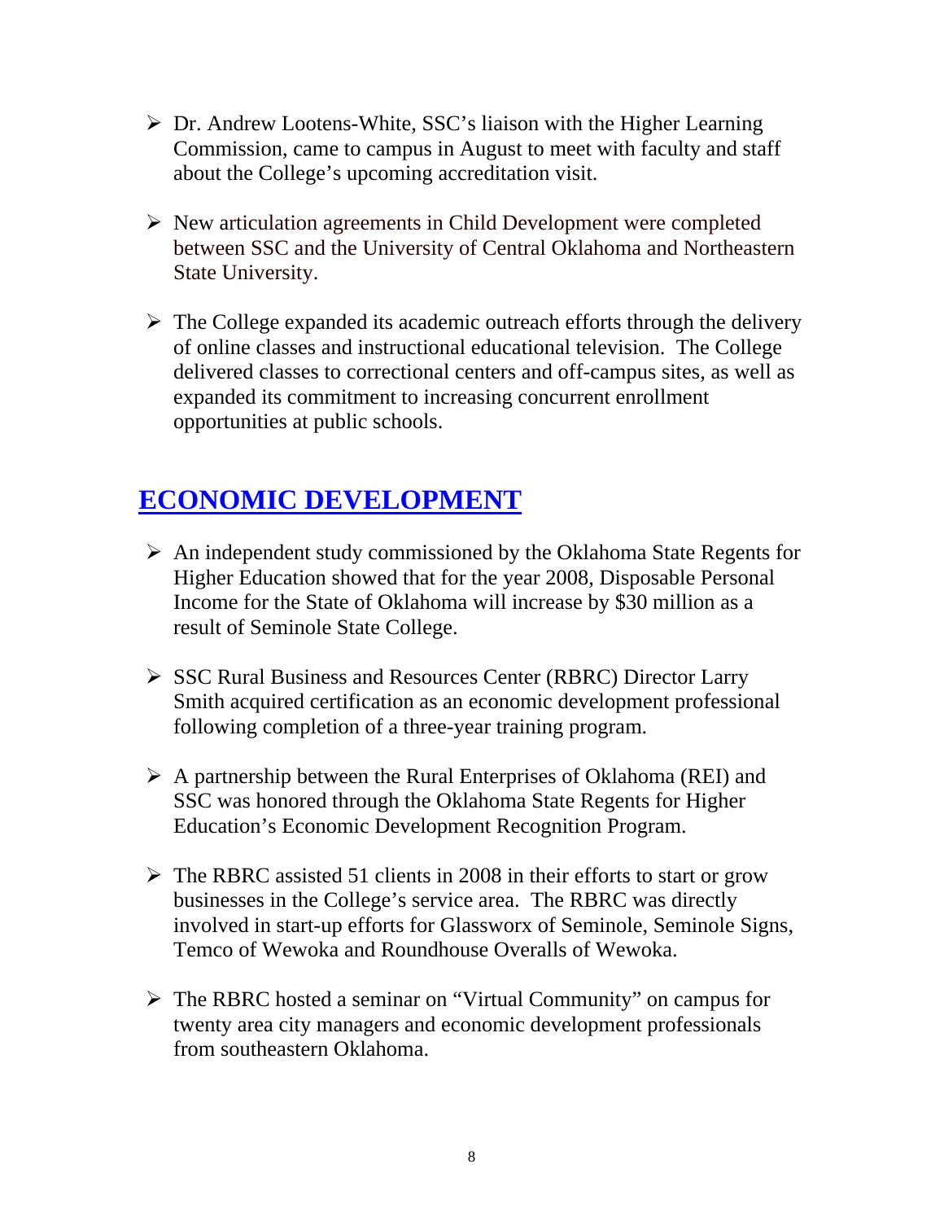- Dr. Andrew Lootens-White, SSC's liaison with the Higher Learning Commission, came to campus in August to meet with faculty and staff about the College's upcoming accreditation visit.

- New articulation agreements in Child Development were completed between SSC and the University of Central Oklahoma and Northeastern State University.

- The College expanded its academic outreach efforts through the delivery of online classes and instructional educational television. The College delivered classes to correctional centers and off-campus sites, as well as expanded its commitment to increasing concurrent enrollment opportunities at public schools.

## ECONOMIC DEVELOPMENT

- An independent study commissioned by the Oklahoma State Regents for Higher Education showed that for the year 2008, Disposable Personal Income for the State of Oklahoma will increase by $30 million as a result of Seminole State College.

- SSC Rural Business and Resources Center (RBRC) Director Larry Smith acquired certification as an economic development professional following completion of a three-year training program.

- A partnership between the Rural Enterprises of Oklahoma (REI) and SSC was honored through the Oklahoma State Regents for Higher Education's Economic Development Recognition Program.

- The RBRC assisted 51 clients in 2008 in their efforts to start or grow businesses in the College's service area. The RBRC was directly involved in start-up efforts for Glassworx of Seminole, Seminole Signs, Temco of Wewoka and Roundhouse Overalls of Wewoka.

- The RBRC hosted a seminar on "Virtual Community" on campus for twenty area city managers and economic development professionals from southeastern Oklahoma.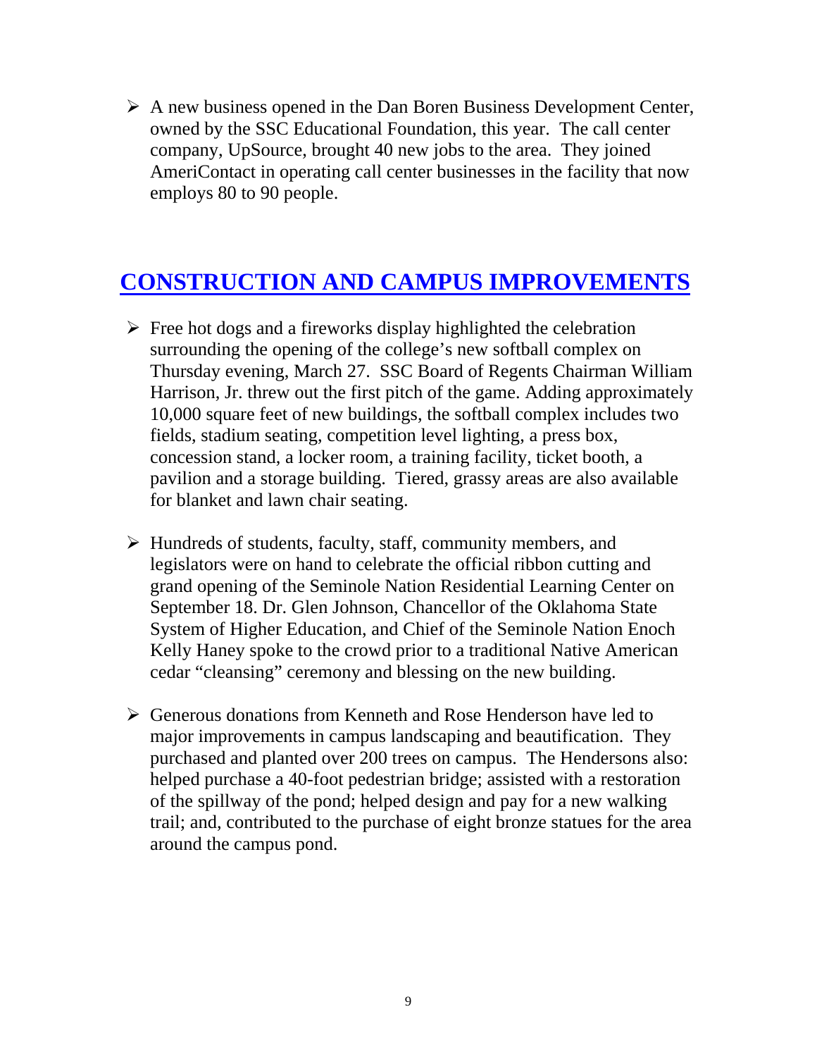- A new business opened in the Dan Boren Business Development Center, owned by the SSC Educational Foundation, this year. The call center company, UpSource, brought 40 new jobs to the area. They joined AmeriContact in operating call center businesses in the facility that now employs 80 to 90 people.

## CONSTRUCTION AND CAMPUS IMPROVEMENTS

- Free hot dogs and a fireworks display highlighted the celebration surrounding the opening of the college's new softball complex on Thursday evening, March 27. SSC Board of Regents Chairman William Harrison, Jr. threw out the first pitch of the game. Adding approximately 10,000 square feet of new buildings, the softball complex includes two fields, stadium seating, competition level lighting, a press box, concession stand, a locker room, a training facility, ticket booth, a pavilion and a storage building. Tiered, grassy areas are also available for blanket and lawn chair seating.

- Hundreds of students, faculty, staff, community members, and legislators were on hand to celebrate the official ribbon cutting and grand opening of the Seminole Nation Residential Learning Center on September 18. Dr. Glen Johnson, Chancellor of the Oklahoma State System of Higher Education, and Chief of the Seminole Nation Enoch Kelly Haney spoke to the crowd prior to a traditional Native American cedar "cleansing" ceremony and blessing on the new building.

- Generous donations from Kenneth and Rose Henderson have led to major improvements in campus landscaping and beautification. They purchased and planted over 200 trees on campus. The Hendersons also: helped purchase a 40-foot pedestrian bridge; assisted with a restoration of the spillway of the pond; helped design and pay for a new walking trail; and, contributed to the purchase of eight bronze statues for the area around the campus pond.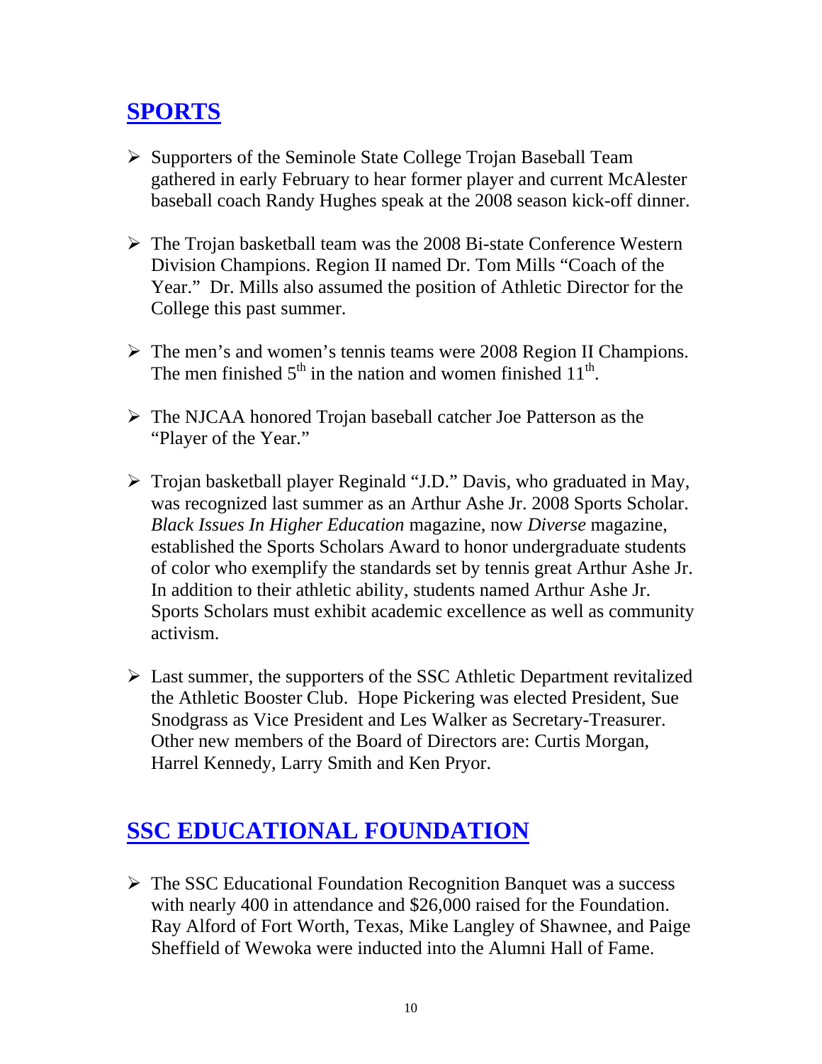## **SPORTS**

- Supporters of the Seminole State College Trojan Baseball Team gathered in early February to hear former player and current McAlester baseball coach Randy Hughes speak at the 2008 season kick-off dinner.

- The Trojan basketball team was the 2008 Bi-state Conference Western Division Champions. Region II named Dr. Tom Mills "Coach of the Year." Dr. Mills also assumed the position of Athletic Director for the College this past summer.

- The men's and women's tennis teams were 2008 Region II Champions. The men finished 5th in the nation and women finished 11th.

- The NJCAA honored Trojan baseball catcher Joe Patterson as the "Player of the Year."

- Trojan basketball player Reginald "J.D." Davis, who graduated in May, was recognized last summer as an Arthur Ashe Jr. 2008 Sports Scholar. *Black Issues In Higher Education* magazine, now *Diverse* magazine, established the Sports Scholars Award to honor undergraduate students of color who exemplify the standards set by tennis great Arthur Ashe Jr. In addition to their athletic ability, students named Arthur Ashe Jr. Sports Scholars must exhibit academic excellence as well as community activism.

- Last summer, the supporters of the SSC Athletic Department revitalized the Athletic Booster Club. Hope Pickering was elected President, Sue Snodgrass as Vice President and Les Walker as Secretary-Treasurer. Other new members of the Board of Directors are: Curtis Morgan, Harrel Kennedy, Larry Smith and Ken Pryor.

## **SSC EDUCATIONAL FOUNDATION**

- The SSC Educational Foundation Recognition Banquet was a success with nearly 400 in attendance and $26,000 raised for the Foundation. Ray Alford of Fort Worth, Texas, Mike Langley of Shawnee, and Paige Sheffield of Wewoka were inducted into the Alumni Hall of Fame.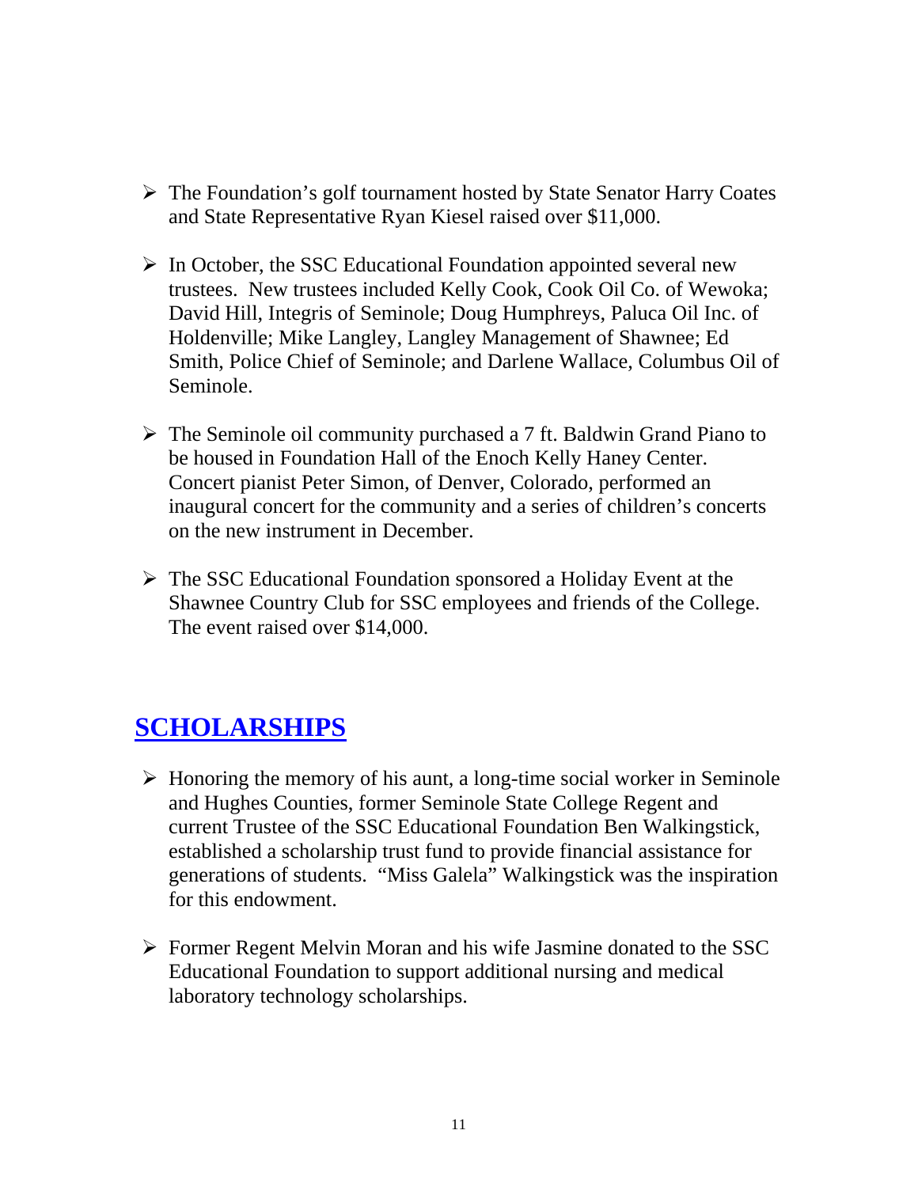- The Foundation's golf tournament hosted by State Senator Harry Coates and State Representative Ryan Kiesel raised over $11,000.

- In October, the SSC Educational Foundation appointed several new trustees. New trustees included Kelly Cook, Cook Oil Co. of Wewoka; David Hill, Integris of Seminole; Doug Humphreys, Paluca Oil Inc. of Holdenville; Mike Langley, Langley Management of Shawnee; Ed Smith, Police Chief of Seminole; and Darlene Wallace, Columbus Oil of Seminole.

- The Seminole oil community purchased a 7 ft. Baldwin Grand Piano to be housed in Foundation Hall of the Enoch Kelly Haney Center. Concert pianist Peter Simon, of Denver, Colorado, performed an inaugural concert for the community and a series of children's concerts on the new instrument in December.

- The SSC Educational Foundation sponsored a Holiday Event at the Shawnee Country Club for SSC employees and friends of the College. The event raised over $14,000.

## SCHOLARSHIPS

- Honoring the memory of his aunt, a long-time social worker in Seminole and Hughes Counties, former Seminole State College Regent and current Trustee of the SSC Educational Foundation Ben Walkingstick, established a scholarship trust fund to provide financial assistance for generations of students. "Miss Galela" Walkingstick was the inspiration for this endowment.

- Former Regent Melvin Moran and his wife Jasmine donated to the SSC Educational Foundation to support additional nursing and medical laboratory technology scholarships.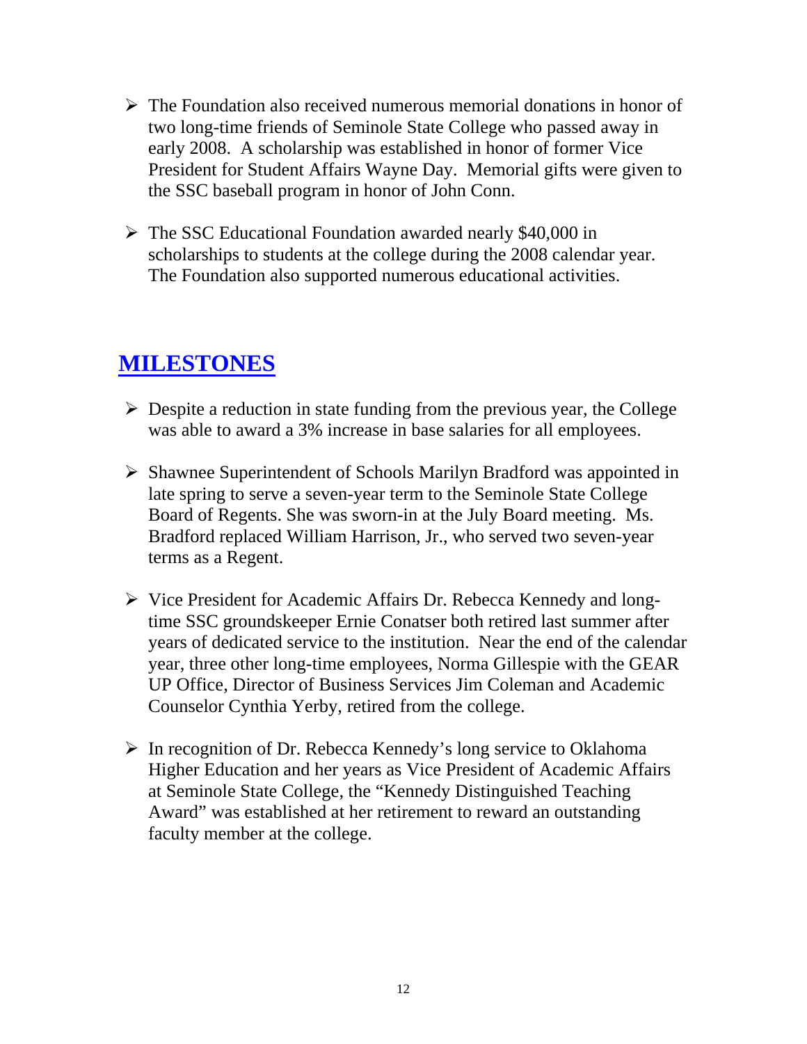- The Foundation also received numerous memorial donations in honor of two long-time friends of Seminole State College who passed away in early 2008. A scholarship was established in honor of former Vice President for Student Affairs Wayne Day. Memorial gifts were given to the SSC baseball program in honor of John Conn.

- The SSC Educational Foundation awarded nearly $40,000 in scholarships to students at the college during the 2008 calendar year. The Foundation also supported numerous educational activities.

## MILESTONES

- Despite a reduction in state funding from the previous year, the College was able to award a 3% increase in base salaries for all employees.

- Shawnee Superintendent of Schools Marilyn Bradford was appointed in late spring to serve a seven-year term to the Seminole State College Board of Regents. She was sworn-in at the July Board meeting. Ms. Bradford replaced William Harrison, Jr., who served two seven-year terms as a Regent.

- Vice President for Academic Affairs Dr. Rebecca Kennedy and long-time SSC groundskeeper Ernie Conatser both retired last summer after years of dedicated service to the institution. Near the end of the calendar year, three other long-time employees, Norma Gillespie with the GEAR UP Office, Director of Business Services Jim Coleman and Academic Counselor Cynthia Yerby, retired from the college.

- In recognition of Dr. Rebecca Kennedy's long service to Oklahoma Higher Education and her years as Vice President of Academic Affairs at Seminole State College, the "Kennedy Distinguished Teaching Award" was established at her retirement to reward an outstanding faculty member at the college.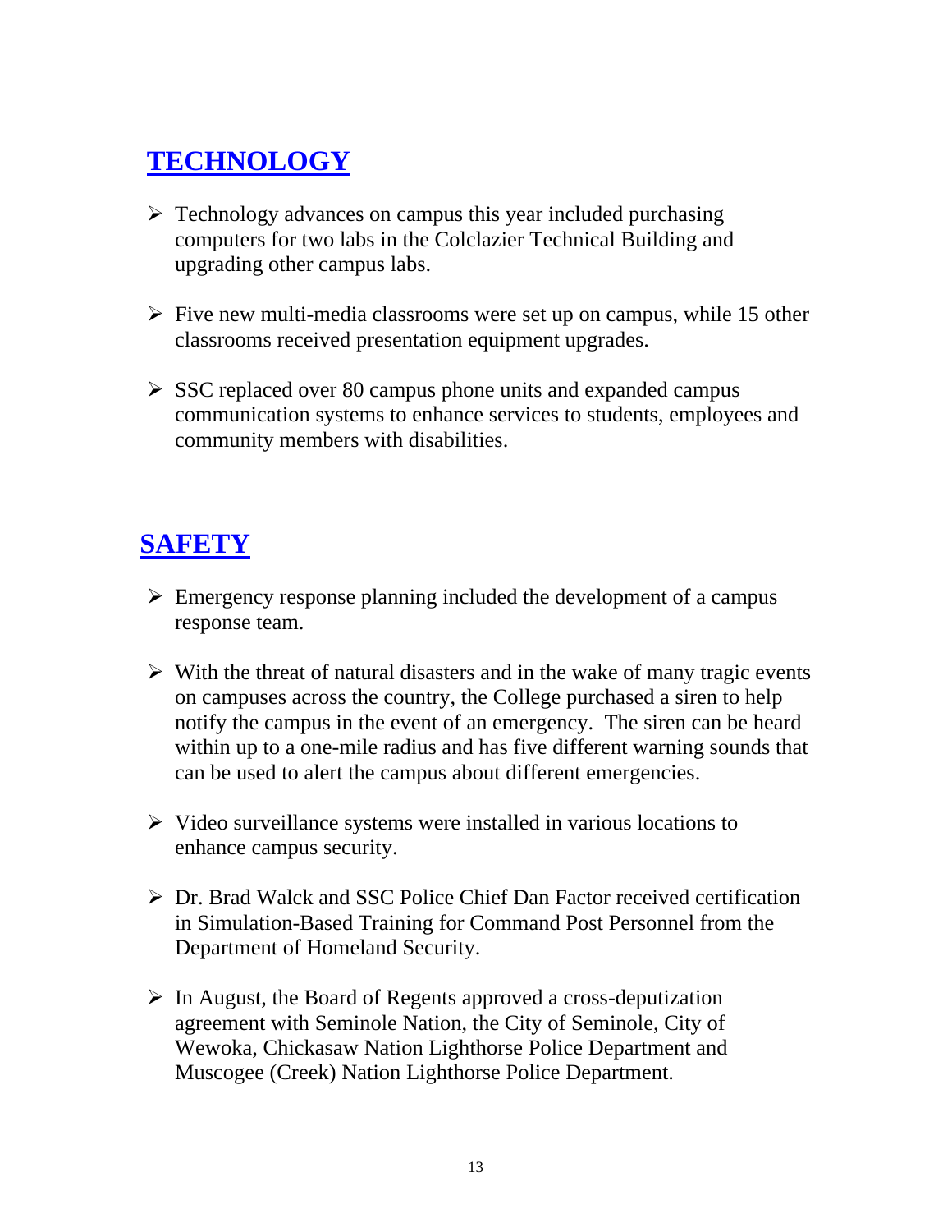## TECHNOLOGY

- Technology advances on campus this year included purchasing computers for two labs in the Colclazier Technical Building and upgrading other campus labs.

- Five new multi-media classrooms were set up on campus, while 15 other classrooms received presentation equipment upgrades.

- SSC replaced over 80 campus phone units and expanded campus communication systems to enhance services to students, employees and community members with disabilities.

## SAFETY

- Emergency response planning included the development of a campus response team.

- With the threat of natural disasters and in the wake of many tragic events on campuses across the country, the College purchased a siren to help notify the campus in the event of an emergency. The siren can be heard within up to a one-mile radius and has five different warning sounds that can be used to alert the campus about different emergencies.

- Video surveillance systems were installed in various locations to enhance campus security.

- Dr. Brad Walck and SSC Police Chief Dan Factor received certification in Simulation-Based Training for Command Post Personnel from the Department of Homeland Security.

- In August, the Board of Regents approved a cross-deputization agreement with Seminole Nation, the City of Seminole, City of Wewoka, Chickasaw Nation Lighthorse Police Department and Muscogee (Creek) Nation Lighthorse Police Department.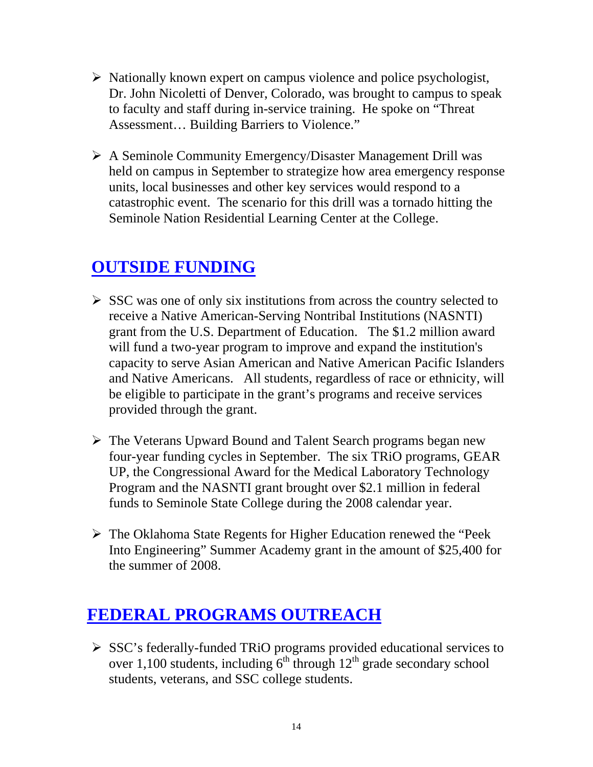- Nationally known expert on campus violence and police psychologist, Dr. John Nicoletti of Denver, Colorado, was brought to campus to speak to faculty and staff during in-service training. He spoke on "Threat Assessment… Building Barriers to Violence."

- A Seminole Community Emergency/Disaster Management Drill was held on campus in September to strategize how area emergency response units, local businesses and other key services would respond to a catastrophic event. The scenario for this drill was a tornado hitting the Seminole Nation Residential Learning Center at the College.

## OUTSIDE FUNDING

- SSC was one of only six institutions from across the country selected to receive a Native American-Serving Nontribal Institutions (NASNTI) grant from the U.S. Department of Education. The $1.2 million award will fund a two-year program to improve and expand the institution's capacity to serve Asian American and Native American Pacific Islanders and Native Americans. All students, regardless of race or ethnicity, will be eligible to participate in the grant's programs and receive services provided through the grant.

- The Veterans Upward Bound and Talent Search programs began new four-year funding cycles in September. The six TRiO programs, GEAR UP, the Congressional Award for the Medical Laboratory Technology Program and the NASNTI grant brought over $2.1 million in federal funds to Seminole State College during the 2008 calendar year.

- The Oklahoma State Regents for Higher Education renewed the "Peek Into Engineering" Summer Academy grant in the amount of $25,400 for the summer of 2008.

## FEDERAL PROGRAMS OUTREACH

- SSC's federally-funded TRiO programs provided educational services to over 1,100 students, including 6th through 12th grade secondary school students, veterans, and SSC college students.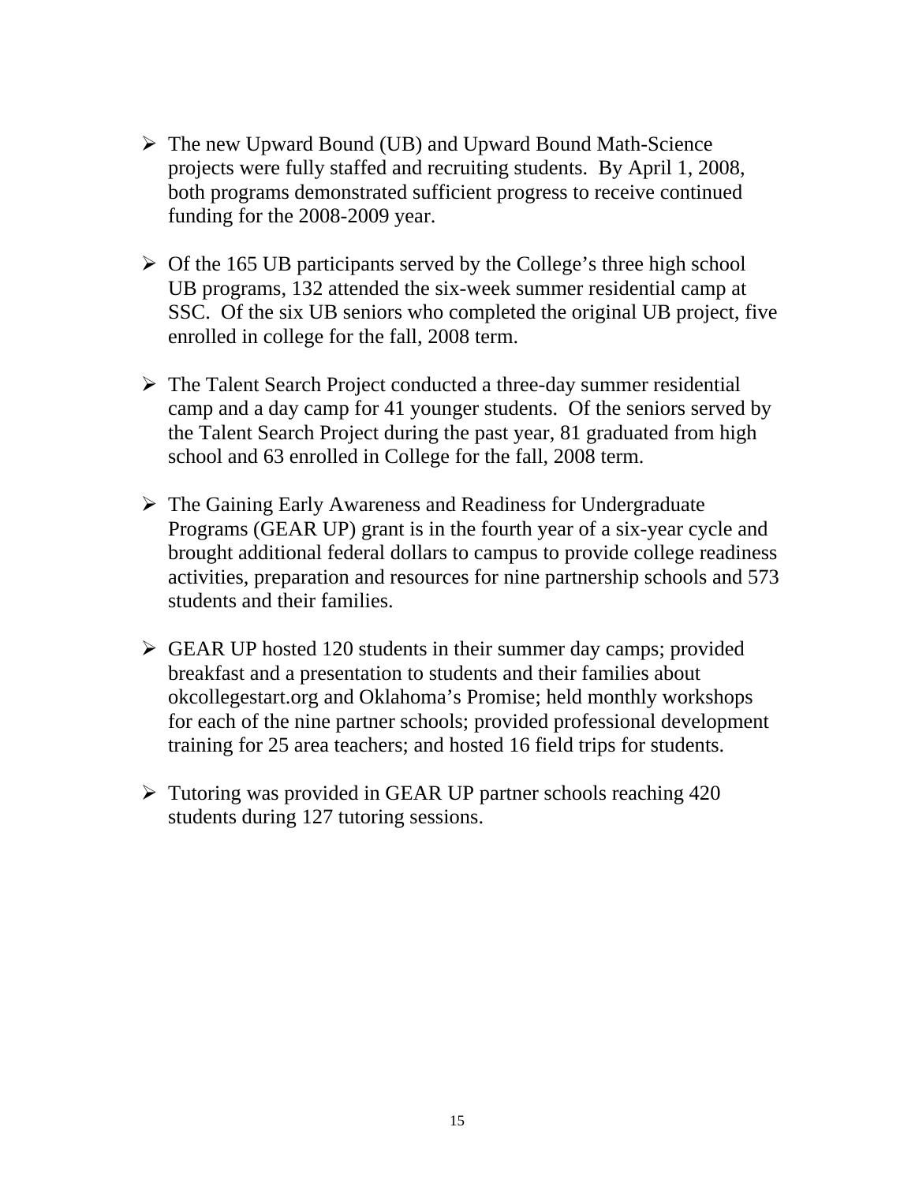- The new Upward Bound (UB) and Upward Bound Math-Science projects were fully staffed and recruiting students. By April 1, 2008, both programs demonstrated sufficient progress to receive continued funding for the 2008-2009 year.

- Of the 165 UB participants served by the College's three high school UB programs, 132 attended the six-week summer residential camp at SSC. Of the six UB seniors who completed the original UB project, five enrolled in college for the fall, 2008 term.

- The Talent Search Project conducted a three-day summer residential camp and a day camp for 41 younger students. Of the seniors served by the Talent Search Project during the past year, 81 graduated from high school and 63 enrolled in College for the fall, 2008 term.

- The Gaining Early Awareness and Readiness for Undergraduate Programs (GEAR UP) grant is in the fourth year of a six-year cycle and brought additional federal dollars to campus to provide college readiness activities, preparation and resources for nine partnership schools and 573 students and their families.

- GEAR UP hosted 120 students in their summer day camps; provided breakfast and a presentation to students and their families about okcollegestart.org and Oklahoma's Promise; held monthly workshops for each of the nine partner schools; provided professional development training for 25 area teachers; and hosted 16 field trips for students.

- Tutoring was provided in GEAR UP partner schools reaching 420 students during 127 tutoring sessions.